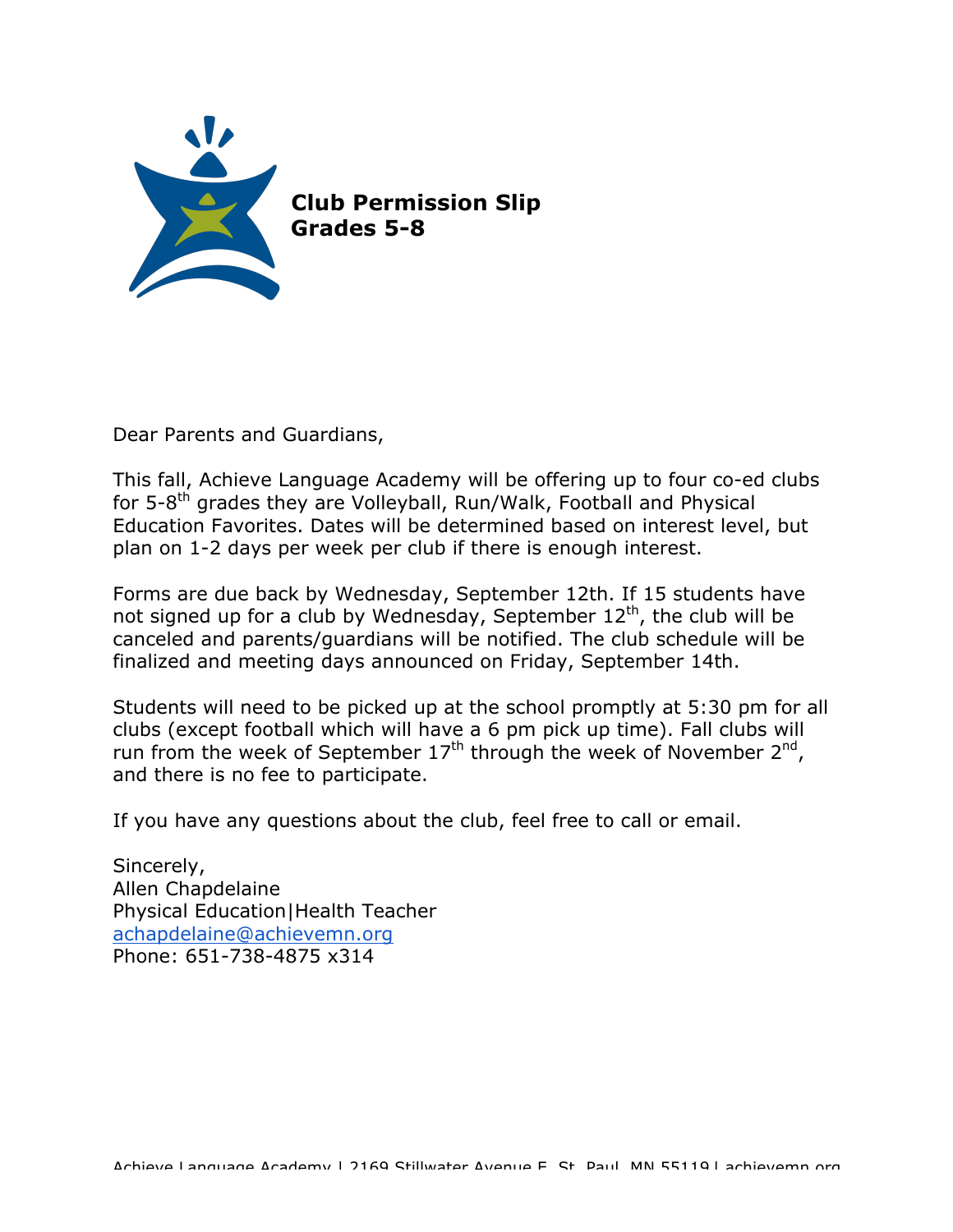**Club Permission Slip**
**Grades 5-8**

Dear Parents and Guardians,

This fall, Achieve Language Academy will be offering up to four co-ed clubs for 5-8th grades they are Volleyball, Run/Walk, Football and Physical Education Favorites. Dates will be determined based on interest level, but plan on 1-2 days per week per club if there is enough interest.

Forms are due back by Wednesday, September 12th. If 15 students have not signed up for a club by Wednesday, September 12th, the club will be canceled and parents/guardians will be notified. The club schedule will be finalized and meeting days announced on Friday, September 14th.

Students will need to be picked up at the school promptly at 5:30 pm for all clubs (except football which will have a 6 pm pick up time). Fall clubs will run from the week of September 17th through the week of November 2nd, and there is no fee to participate.

If you have any questions about the club, feel free to call or email.

Sincerely,
Allen Chapdelaine
Physical Education|Health Teacher
achapdelaine@achievemn.org
Phone: 651-738-4875 x314

Achieve Language Academy | 2169 Stillwater Avenue E. St. Paul, MN 55119 | achievemn.org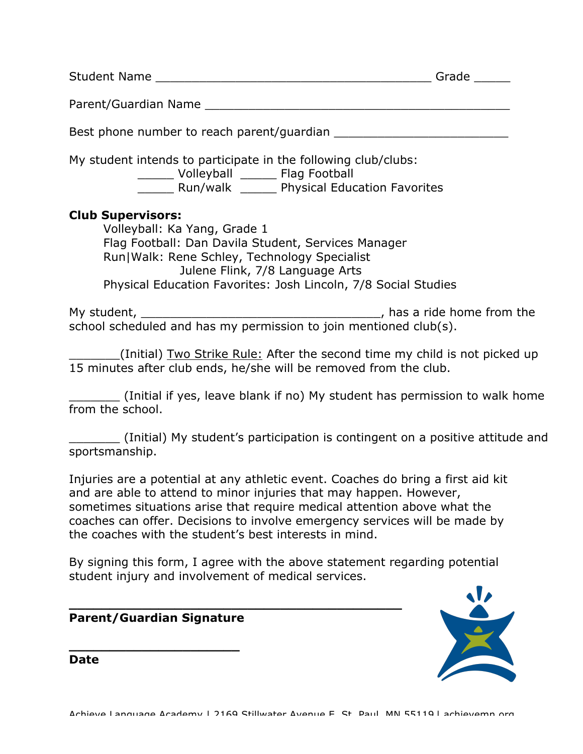Student Name ________________________________________ Grade _____

Parent/Guardian Name ____________________________________________

Best phone number to reach parent/guardian _________________________

My student intends to participate in the following club/clubs:

_____ Volleyball _____ Flag Football
_____ Run/walk _____ Physical Education Favorites

**Club Supervisors:**

Volleyball: Ka Yang, Grade 1
Flag Football: Dan Davila Student, Services Manager
Run|Walk: Rene Schley, Technology Specialist
Julene Flink, 7/8 Language Arts
Physical Education Favorites: Josh Lincoln, 7/8 Social Studies

My student, __________________________________, has a ride home from the school scheduled and has my permission to join mentioned club(s).

_______(Initial) Two Strike Rule: After the second time my child is not picked up 15 minutes after club ends, he/she will be removed from the club.

_______ (Initial if yes, leave blank if no) My student has permission to walk home from the school.

_______ (Initial) My student's participation is contingent on a positive attitude and sportsmanship.

Injuries are a potential at any athletic event. Coaches do bring a first aid kit and are able to attend to minor injuries that may happen. However, sometimes situations arise that require medical attention above what the coaches can offer. Decisions to involve emergency services will be made by the coaches with the student's best interests in mind.

By signing this form, I agree with the above statement regarding potential student injury and involvement of medical services.

______________________________________________
**Parent/Guardian Signature**

_______________________
**Date**

Achieve Language Academy | 2169 Stillwater Avenue E, St. Paul, MN 55119 | achievemn.org